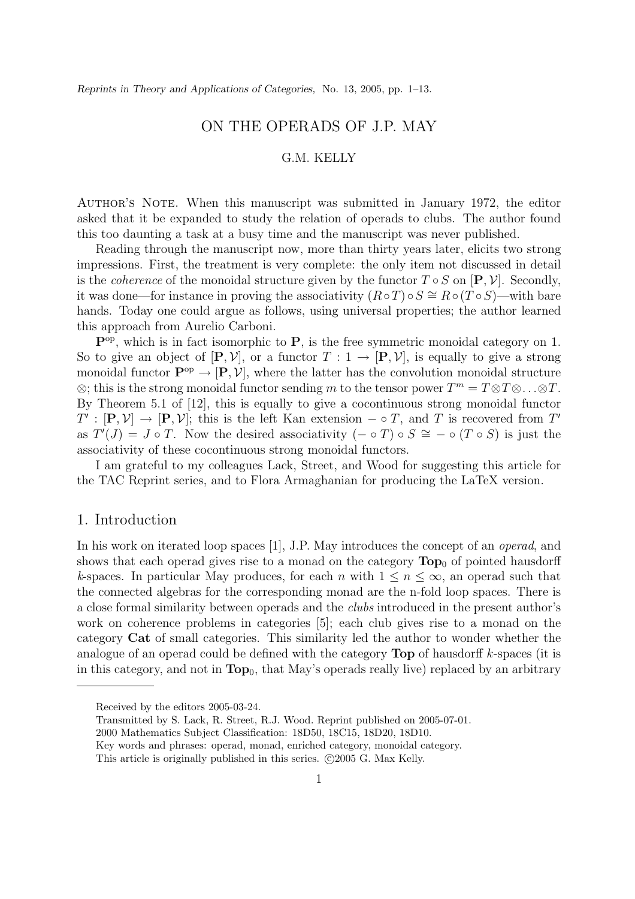# ON THE OPERADS OF J.P. MAY

G.M. KELLY

AUTHOR'S NOTE. When this manuscript was submitted in January 1972, the editor asked that it be expanded to study the relation of operads to clubs. The author found this too daunting a task at a busy time and the manuscript was never published.

Reading through the manuscript now, more than thirty years later, elicits two strong impressions. First, the treatment is very complete: the only item not discussed in detail is the *coherence* of the monoidal structure given by the functor $T \circ S$ on $[\mathbf{P}, \mathcal{V}]$. Secondly, it was done—for instance in proving the associativity $(R \circ T) \circ S \cong R \circ (T \circ S)$—with bare hands. Today one could argue as follows, using universal properties; the author learned this approach from Aurelio Carboni.

$\mathbf{P}^{\mathrm{op}}$, which is in fact isomorphic to $\mathbf{P}$, is the free symmetric monoidal category on 1. So to give an object of $[\mathbf{P}, \mathcal{V}]$, or a functor $T : 1 \to [\mathbf{P}, \mathcal{V}]$, is equally to give a strong monoidal functor $\mathbf{P}^{\mathrm{op}} \to [\mathbf{P}, \mathcal{V}]$, where the latter has the convolution monoidal structure $\otimes$; this is the strong monoidal functor sending $m$ to the tensor power $T^m = T \otimes T \otimes \ldots \otimes T$. By Theorem 5.1 of [12], this is equally to give a cocontinuous strong monoidal functor $T' : [\mathbf{P}, \mathcal{V}] \to [\mathbf{P}, \mathcal{V}]$; this is the left Kan extension $- \circ T$, and $T$ is recovered from $T'$ as $T'(J) = J \circ T$. Now the desired associativity $(- \circ T) \circ S \cong - \circ (T \circ S)$ is just the associativity of these cocontinuous strong monoidal functors.

I am grateful to my colleagues Lack, Street, and Wood for suggesting this article for the TAC Reprint series, and to Flora Armaghanian for producing the LaTeX version.

## 1. Introduction

In his work on iterated loop spaces [1], J.P. May introduces the concept of an *operad*, and shows that each operad gives rise to a monad on the category $\mathbf{Top}_0$ of pointed hausdorff $k$-spaces. In particular May produces, for each $n$ with $1 \leq n \leq \infty$, an operad such that the connected algebras for the corresponding monad are the n-fold loop spaces. There is a close formal similarity between operads and the *clubs* introduced in the present author's work on coherence problems in categories [5]; each club gives rise to a monad on the category $\mathbf{Cat}$ of small categories. This similarity led the author to wonder whether the analogue of an operad could be defined with the category $\mathbf{Top}$ of hausdorff $k$-spaces (it is in this category, and not in $\mathbf{Top}_0$, that May's operads really live) replaced by an arbitrary

Received by the editors 2005-03-24.
Transmitted by S. Lack, R. Street, R.J. Wood. Reprint published on 2005-07-01.
2000 Mathematics Subject Classification: 18D50, 18C15, 18D20, 18D10.
Key words and phrases: operad, monad, enriched category, monoidal category.
This article is originally published in this series. ©2005 G. Max Kelly.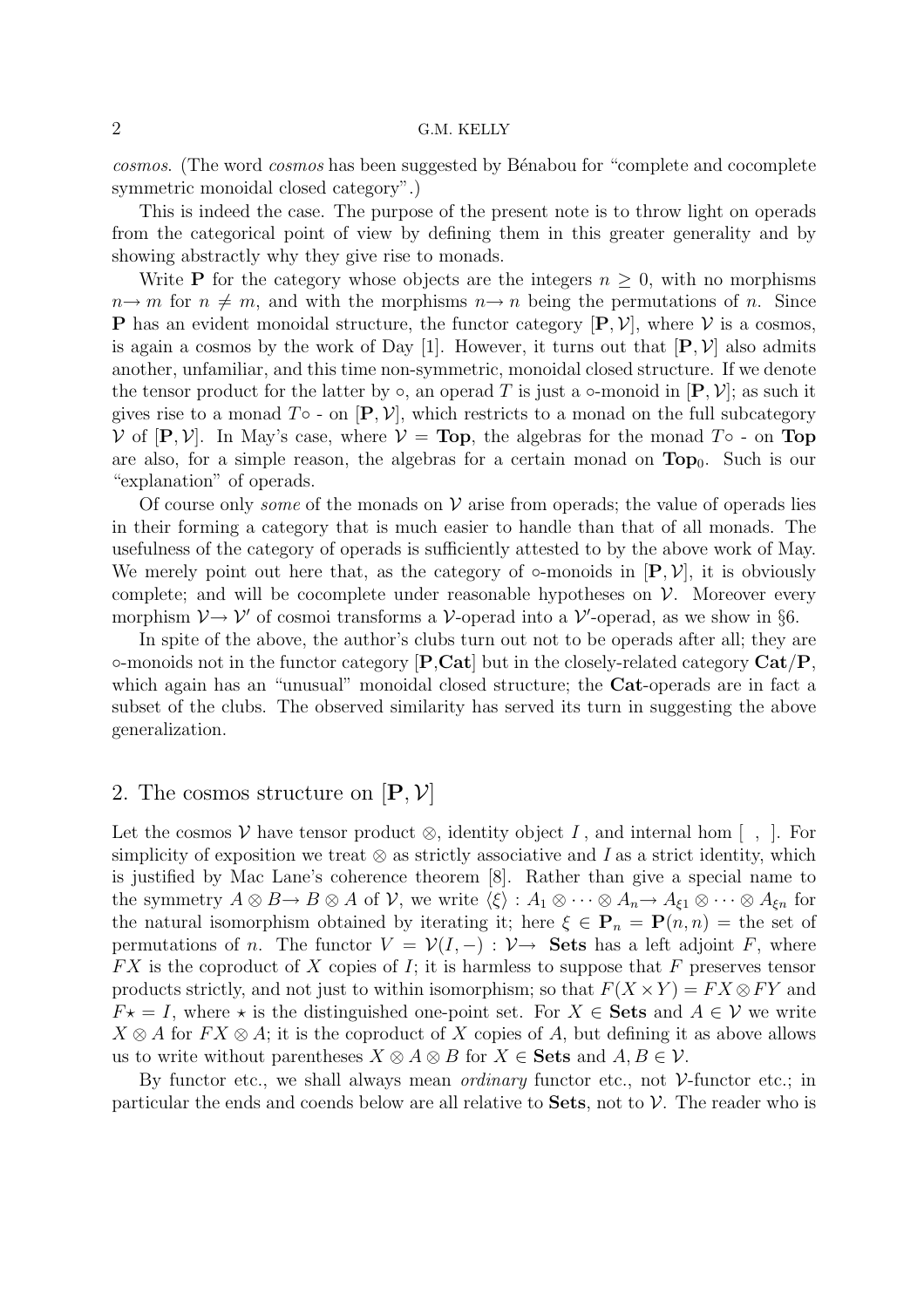*cosmos*. (The word *cosmos* has been suggested by Bénabou for "complete and cocomplete symmetric monoidal closed category".)

This is indeed the case. The purpose of the present note is to throw light on operads from the categorical point of view by defining them in this greater generality and by showing abstractly why they give rise to monads.

Write $\mathbf{P}$ for the category whose objects are the integers $n \geq 0$, with no morphisms $n \to m$ for $n \neq m$, and with the morphisms $n \to n$ being the permutations of $n$. Since $\mathbf{P}$ has an evident monoidal structure, the functor category $[\mathbf{P}, \mathcal{V}]$, where $\mathcal{V}$ is a cosmos, is again a cosmos by the work of Day [1]. However, it turns out that $[\mathbf{P}, \mathcal{V}]$ also admits another, unfamiliar, and this time non-symmetric, monoidal closed structure. If we denote the tensor product for the latter by $\circ$, an operad $T$ is just a $\circ$-monoid in $[\mathbf{P}, \mathcal{V}]$; as such it gives rise to a monad $T \circ$ - on $[\mathbf{P}, \mathcal{V}]$, which restricts to a monad on the full subcategory $\mathcal{V}$ of $[\mathbf{P}, \mathcal{V}]$. In May's case, where $\mathcal{V} = \mathbf{Top}$, the algebras for the monad $T \circ$ - on $\mathbf{Top}$ are also, for a simple reason, the algebras for a certain monad on $\mathbf{Top}_0$. Such is our "explanation" of operads.

Of course only *some* of the monads on $\mathcal{V}$ arise from operads; the value of operads lies in their forming a category that is much easier to handle than that of all monads. The usefulness of the category of operads is sufficiently attested to by the above work of May. We merely point out here that, as the category of $\circ$-monoids in $[\mathbf{P}, \mathcal{V}]$, it is obviously complete; and will be cocomplete under reasonable hypotheses on $\mathcal{V}$. Moreover every morphism $\mathcal{V} \to \mathcal{V}'$ of cosmoi transforms a $\mathcal{V}$-operad into a $\mathcal{V}'$-operad, as we show in §6.

In spite of the above, the author's clubs turn out not to be operads after all; they are $\circ$-monoids not in the functor category $[\mathbf{P}, \mathbf{Cat}]$ but in the closely-related category $\mathbf{Cat}/\mathbf{P}$, which again has an "unusual" monoidal closed structure; the $\mathbf{Cat}$-operads are in fact a subset of the clubs. The observed similarity has served its turn in suggesting the above generalization.

## 2. The cosmos structure on $[\mathbf{P}, \mathcal{V}]$

Let the cosmos $\mathcal{V}$ have tensor product $\otimes$, identity object $I$, and internal hom $[\ ,\ ]$. For simplicity of exposition we treat $\otimes$ as strictly associative and $I$ as a strict identity, which is justified by Mac Lane's coherence theorem [8]. Rather than give a special name to the symmetry $A \otimes B \to B \otimes A$ of $\mathcal{V}$, we write $\langle \xi \rangle : A_1 \otimes \cdots \otimes A_n \to A_{\xi 1} \otimes \cdots \otimes A_{\xi n}$ for the natural isomorphism obtained by iterating it; here $\xi \in \mathbf{P}_n = \mathbf{P}(n, n) =$ the set of permutations of $n$. The functor $V = \mathcal{V}(I, -) : \mathcal{V} \to \mathbf{Sets}$ has a left adjoint $F$, where $FX$ is the coproduct of $X$ copies of $I$; it is harmless to suppose that $F$ preserves tensor products strictly, and not just to within isomorphism; so that $F(X \times Y) = FX \otimes FY$ and $F\star = I$, where $\star$ is the distinguished one-point set. For $X \in \mathbf{Sets}$ and $A \in \mathcal{V}$ we write $X \otimes A$ for $FX \otimes A$; it is the coproduct of $X$ copies of $A$, but defining it as above allows us to write without parentheses $X \otimes A \otimes B$ for $X \in \mathbf{Sets}$ and $A, B \in \mathcal{V}$.

By functor etc., we shall always mean *ordinary* functor etc., not $\mathcal{V}$-functor etc.; in particular the ends and coends below are all relative to $\mathbf{Sets}$, not to $\mathcal{V}$. The reader who is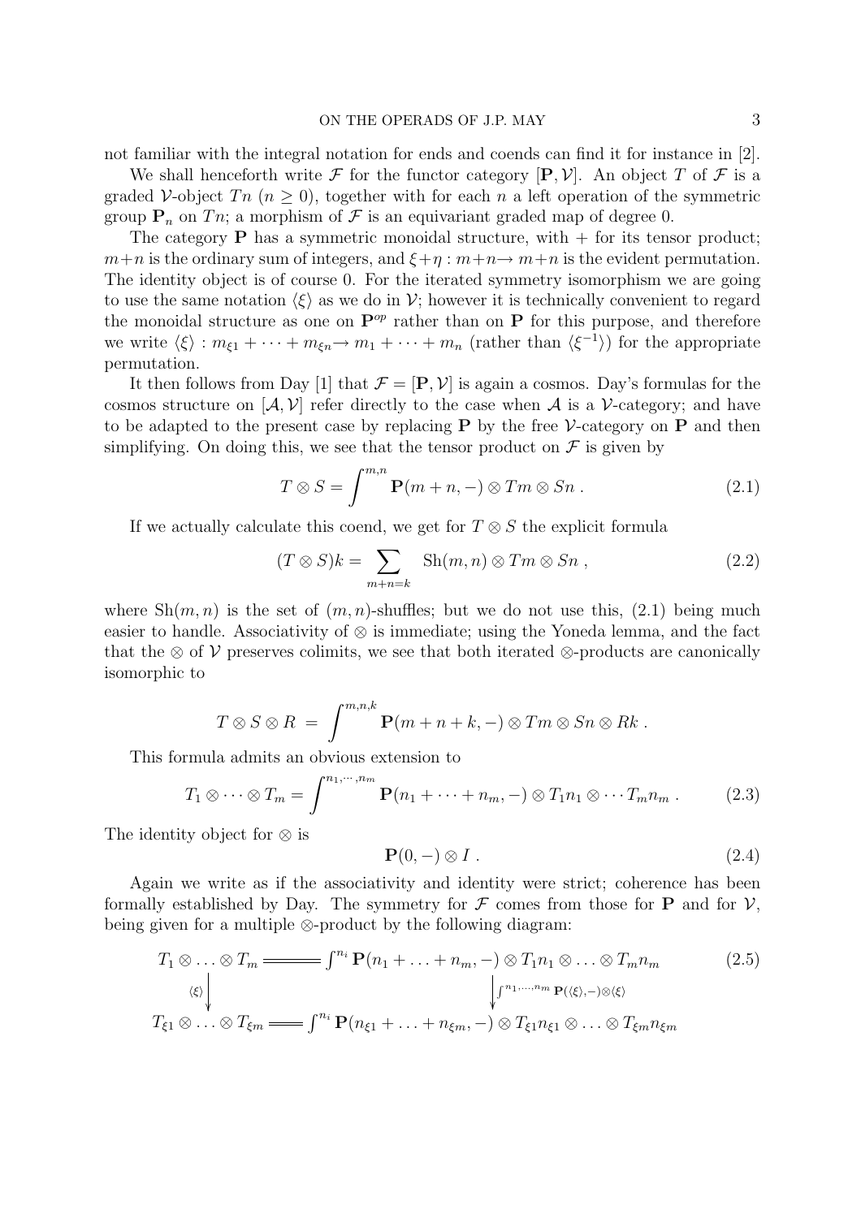not familiar with the integral notation for ends and coends can find it for instance in [2].

We shall henceforth write $\mathcal{F}$ for the functor category $[\mathbf{P}, \mathcal{V}]$. An object $T$ of $\mathcal{F}$ is a graded $\mathcal{V}$-object $Tn$ ($n \geq 0$), together with for each $n$ a left operation of the symmetric group $\mathbf{P}_n$ on $Tn$; a morphism of $\mathcal{F}$ is an equivariant graded map of degree 0.

The category $\mathbf{P}$ has a symmetric monoidal structure, with $+$ for its tensor product; $m+n$ is the ordinary sum of integers, and $\xi+\eta : m+n \to m+n$ is the evident permutation. The identity object is of course 0. For the iterated symmetry isomorphism we are going to use the same notation $\langle\xi\rangle$ as we do in $\mathcal{V}$; however it is technically convenient to regard the monoidal structure as one on $\mathbf{P}^{op}$ rather than on $\mathbf{P}$ for this purpose, and therefore we write $\langle\xi\rangle : m_{\xi 1} + \cdots + m_{\xi n} \to m_1 + \cdots + m_n$ (rather than $\langle\xi^{-1}\rangle$) for the appropriate permutation.

It then follows from Day [1] that $\mathcal{F} = [\mathbf{P}, \mathcal{V}]$ is again a cosmos. Day's formulas for the cosmos structure on $[\mathcal{A}, \mathcal{V}]$ refer directly to the case when $\mathcal{A}$ is a $\mathcal{V}$-category; and have to be adapted to the present case by replacing $\mathbf{P}$ by the free $\mathcal{V}$-category on $\mathbf{P}$ and then simplifying. On doing this, we see that the tensor product on $\mathcal{F}$ is given by

$$T \otimes S = \int^{m,n} \mathbf{P}(m+n, -) \otimes Tm \otimes Sn \; . \tag{2.1}$$

If we actually calculate this coend, we get for $T \otimes S$ the explicit formula

$$(T \otimes S)k = \sum_{m+n=k} \mathrm{Sh}(m,n) \otimes Tm \otimes Sn \; , \tag{2.2}$$

where $\mathrm{Sh}(m,n)$ is the set of $(m,n)$-shuffles; but we do not use this, (2.1) being much easier to handle. Associativity of $\otimes$ is immediate; using the Yoneda lemma, and the fact that the $\otimes$ of $\mathcal{V}$ preserves colimits, we see that both iterated $\otimes$-products are canonically isomorphic to

$$T \otimes S \otimes R \; = \; \int^{m,n,k} \mathbf{P}(m+n+k, -) \otimes Tm \otimes Sn \otimes Rk \; .$$

This formula admits an obvious extension to

$$T_1 \otimes \cdots \otimes T_m = \int^{n_1, \cdots, n_m} \mathbf{P}(n_1 + \cdots + n_m, -) \otimes T_1 n_1 \otimes \cdots T_m n_m \; . \tag{2.3}$$

The identity object for $\otimes$ is

$$\mathbf{P}(0, -) \otimes I \; . \tag{2.4}$$

Again we write as if the associativity and identity were strict; coherence has been formally established by Day. The symmetry for $\mathcal{F}$ comes from those for $\mathbf{P}$ and for $\mathcal{V}$, being given for a multiple $\otimes$-product by the following diagram:

$$\begin{array}{ccc}
T_1 \otimes \ldots \otimes T_m & = & \int^{n_i} \mathbf{P}(n_1 + \ldots + n_m, -) \otimes T_1 n_1 \otimes \ldots \otimes T_m n_m \\
\Big\downarrow {\scriptstyle \langle\xi\rangle} & & \Big\downarrow {\scriptstyle \int^{n_1, \ldots, n_m} \mathbf{P}(\langle\xi\rangle, -) \otimes \langle\xi\rangle} \\
T_{\xi 1} \otimes \ldots \otimes T_{\xi m} & = & \int^{n_i} \mathbf{P}(n_{\xi 1} + \ldots + n_{\xi m}, -) \otimes T_{\xi 1} n_{\xi 1} \otimes \ldots \otimes T_{\xi m} n_{\xi m}
\end{array} \tag{2.5}$$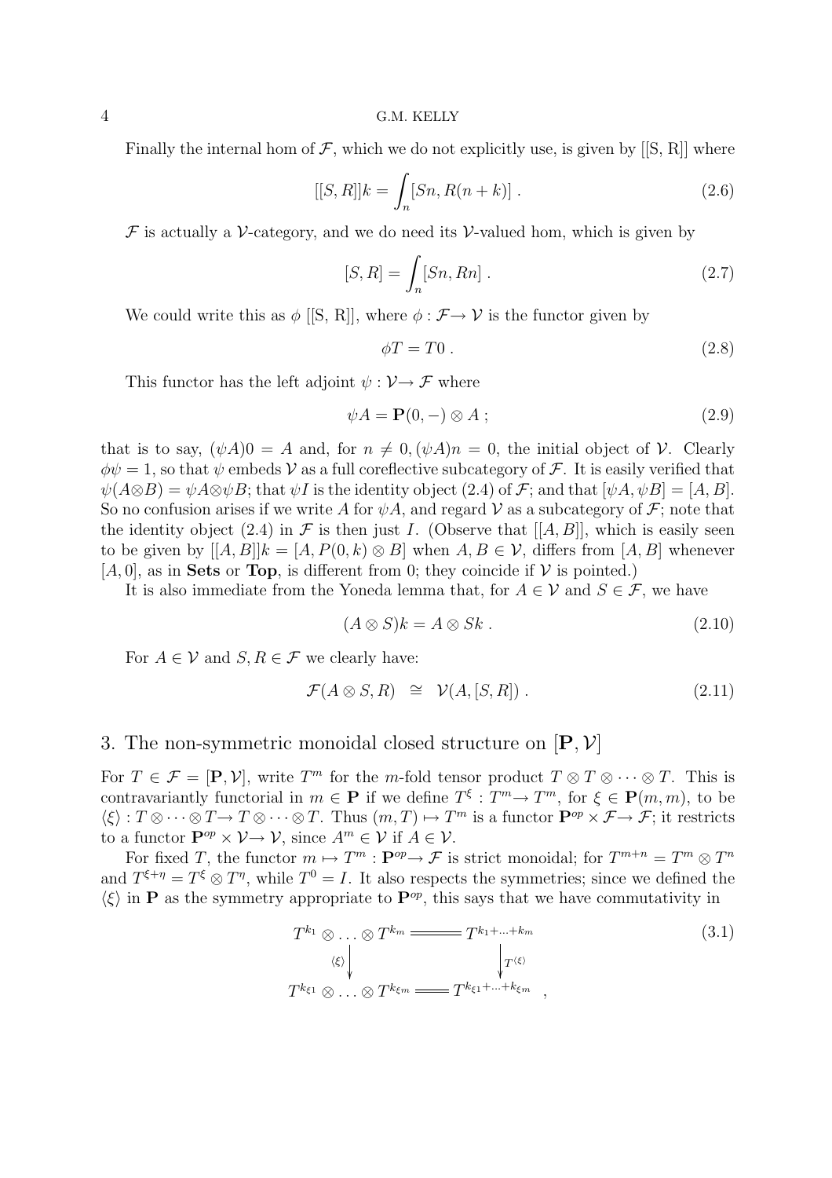Finally the internal hom of $\mathcal{F}$, which we do not explicitly use, is given by [[S, R]] where

$$[[S,R]]k = \int_n [Sn, R(n+k)] \ . \tag{2.6}$$

$\mathcal{F}$ is actually a $\mathcal{V}$-category, and we do need its $\mathcal{V}$-valued hom, which is given by

$$[S,R] = \int_n [Sn, Rn] \ . \tag{2.7}$$

We could write this as $\phi$ [[S, R]], where $\phi : \mathcal{F} \to \mathcal{V}$ is the functor given by

$$\phi T = T0 \ . \tag{2.8}$$

This functor has the left adjoint $\psi : \mathcal{V} \to \mathcal{F}$ where

$$\psi A = \mathbf{P}(0,-) \otimes A \ ; \tag{2.9}$$

that is to say, $(\psi A)0 = A$ and, for $n \neq 0, (\psi A)n = 0$, the initial object of $\mathcal{V}$. Clearly $\phi\psi = 1$, so that $\psi$ embeds $\mathcal{V}$ as a full coreflective subcategory of $\mathcal{F}$. It is easily verified that $\psi(A \otimes B) = \psi A \otimes \psi B$; that $\psi I$ is the identity object (2.4) of $\mathcal{F}$; and that $[\psi A, \psi B] = [A, B]$. So no confusion arises if we write $A$ for $\psi A$, and regard $\mathcal{V}$ as a subcategory of $\mathcal{F}$; note that the identity object (2.4) in $\mathcal{F}$ is then just $I$. (Observe that $[[A, B]]$, which is easily seen to be given by $[[A, B]]k = [A, P(0, k) \otimes B]$ when $A, B \in \mathcal{V}$, differs from $[A, B]$ whenever $[A, 0]$, as in **Sets** or **Top**, is different from 0; they coincide if $\mathcal{V}$ is pointed.)

It is also immediate from the Yoneda lemma that, for $A \in \mathcal{V}$ and $S \in \mathcal{F}$, we have

$$(A \otimes S)k = A \otimes Sk \ . \tag{2.10}$$

For $A \in \mathcal{V}$ and $S, R \in \mathcal{F}$ we clearly have:

$$\mathcal{F}(A \otimes S, R) \ \cong \ \mathcal{V}(A, [S, R]) \ . \tag{2.11}$$

## 3. The non-symmetric monoidal closed structure on $[\mathbf{P}, \mathcal{V}]$

For $T \in \mathcal{F} = [\mathbf{P}, \mathcal{V}]$, write $T^m$ for the $m$-fold tensor product $T \otimes T \otimes \cdots \otimes T$. This is contravariantly functorial in $m \in \mathbf{P}$ if we define $T^\xi : T^m \to T^m$, for $\xi \in \mathbf{P}(m, m)$, to be $\langle \xi \rangle : T \otimes \cdots \otimes T \to T \otimes \cdots \otimes T$. Thus $(m, T) \mapsto T^m$ is a functor $\mathbf{P}^{op} \times \mathcal{F} \to \mathcal{F}$; it restricts to a functor $\mathbf{P}^{op} \times \mathcal{V} \to \mathcal{V}$, since $A^m \in \mathcal{V}$ if $A \in \mathcal{V}$.

For fixed $T$, the functor $m \mapsto T^m : \mathbf{P}^{op} \to \mathcal{F}$ is strict monoidal; for $T^{m+n} = T^m \otimes T^n$ and $T^{\xi + \eta} = T^\xi \otimes T^\eta$, while $T^0 = I$. It also respects the symmetries; since we defined the $\langle \xi \rangle$ in $\mathbf{P}$ as the symmetry appropriate to $\mathbf{P}^{op}$, this says that we have commutativity in

$$\begin{array}{ccc}
T^{k_1} \otimes \ldots \otimes T^{k_m} & = & T^{k_1 + \ldots + k_m} \\
\downarrow{\scriptstyle \langle \xi \rangle} & & \downarrow{\scriptstyle T^{\langle \xi \rangle}} \\
T^{k_{\xi 1}} \otimes \ldots \otimes T^{k_{\xi m}} & = & T^{k_{\xi 1} + \ldots + k_{\xi m}}
\end{array} \ , \tag{3.1}$$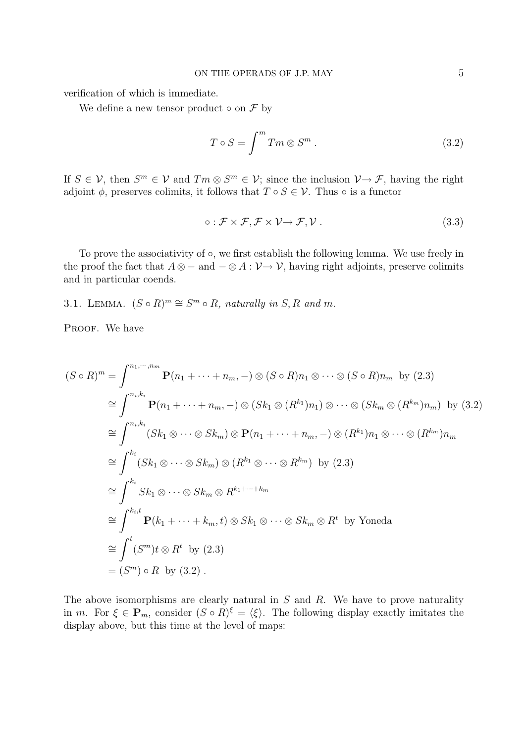verification of which is immediate.

We define a new tensor product $\circ$ on $\mathcal{F}$ by

$$T \circ S = \int^m Tm \otimes S^m \; . \tag{3.2}$$

If $S \in \mathcal{V}$, then $S^m \in \mathcal{V}$ and $Tm \otimes S^m \in \mathcal{V}$; since the inclusion $\mathcal{V} \to \mathcal{F}$, having the right adjoint $\phi$, preserves colimits, it follows that $T \circ S \in \mathcal{V}$. Thus $\circ$ is a functor

$$\circ : \mathcal{F} \times \mathcal{F}, \mathcal{F} \times \mathcal{V} \to \mathcal{F}, \mathcal{V} \; . \tag{3.3}$$

To prove the associativity of $\circ$, we first establish the following lemma. We use freely in the proof the fact that $A \otimes -$ and $- \otimes A : \mathcal{V} \to \mathcal{V}$, having right adjoints, preserve colimits and in particular coends.

3.1. Lemma. *$(S \circ R)^m \cong S^m \circ R$, naturally in $S, R$ and $m$.*

Proof. We have

$$\begin{aligned}
(S \circ R)^m &= \int^{n_1, \cdots, n_m} \mathbf{P}(n_1 + \cdots + n_m, -) \otimes (S \circ R)n_1 \otimes \cdots \otimes (S \circ R)n_m \;\text{ by (2.3)} \\
&\cong \int^{n_i, k_i} \mathbf{P}(n_1 + \cdots + n_m, -) \otimes (Sk_1 \otimes (R^{k_1})n_1) \otimes \cdots \otimes (Sk_m \otimes (R^{k_m})n_m) \;\text{ by (3.2)} \\
&\cong \int^{n_i, k_i} (Sk_1 \otimes \cdots \otimes Sk_m) \otimes \mathbf{P}(n_1 + \cdots + n_m, -) \otimes (R^{k_1})n_1 \otimes \cdots \otimes (R^{k_m})n_m \\
&\cong \int^{k_i} (Sk_1 \otimes \cdots \otimes Sk_m) \otimes (R^{k_1} \otimes \cdots \otimes R^{k_m}) \;\text{ by (2.3)} \\
&\cong \int^{k_i} Sk_1 \otimes \cdots \otimes Sk_m \otimes R^{k_1 + \cdots + k_m} \\
&\cong \int^{k_i, t} \mathbf{P}(k_1 + \cdots + k_m, t) \otimes Sk_1 \otimes \cdots \otimes Sk_m \otimes R^t \;\text{ by Yoneda} \\
&\cong \int^{t} (S^m)t \otimes R^t \;\text{ by (2.3)} \\
&= (S^m) \circ R \;\text{ by (3.2)} \; .
\end{aligned}$$

The above isomorphisms are clearly natural in $S$ and $R$. We have to prove naturality in $m$. For $\xi \in \mathbf{P}_m$, consider $(S \circ R)^\xi = \langle \xi \rangle$. The following display exactly imitates the display above, but this time at the level of maps: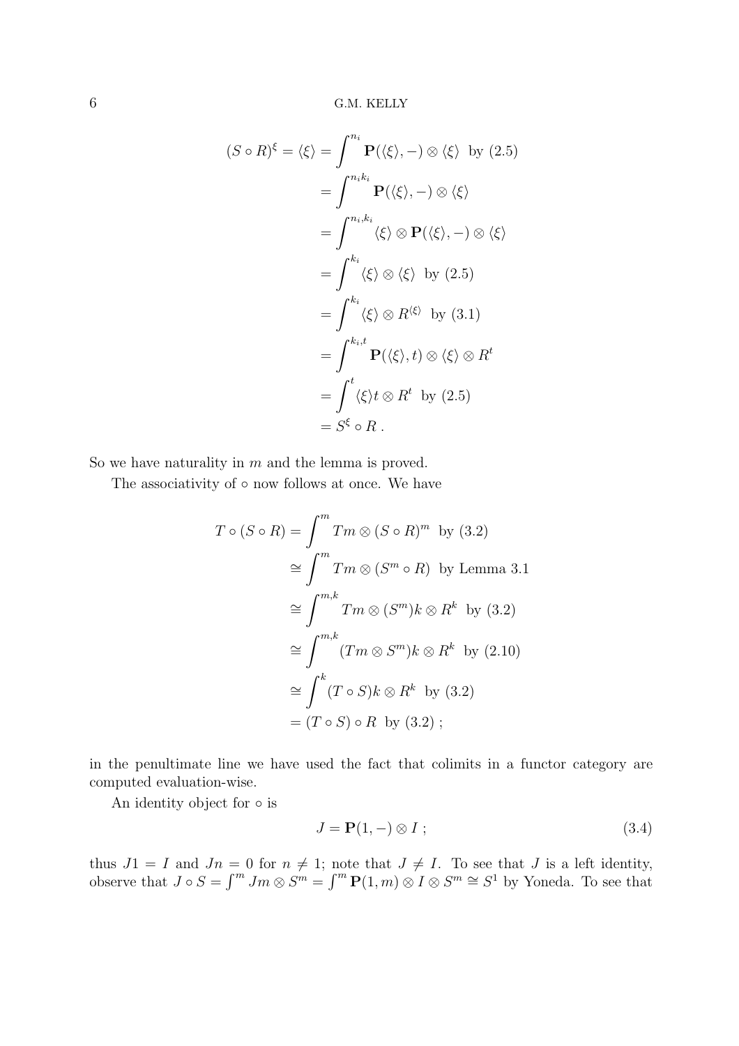$$
\begin{aligned}
(S \circ R)^{\xi} = \langle \xi \rangle &= \int^{n_i} \mathbf{P}(\langle \xi \rangle, -) \otimes \langle \xi \rangle \ \text{ by (2.5)} \\
&= \int^{n_i k_i} \mathbf{P}(\langle \xi \rangle, -) \otimes \langle \xi \rangle \\
&= \int^{n_i, k_i} \langle \xi \rangle \otimes \mathbf{P}(\langle \xi \rangle, -) \otimes \langle \xi \rangle \\
&= \int^{k_i} \langle \xi \rangle \otimes \langle \xi \rangle \ \text{ by (2.5)} \\
&= \int^{k_i} \langle \xi \rangle \otimes R^{\langle \xi \rangle} \ \text{ by (3.1)} \\
&= \int^{k_i, t} \mathbf{P}(\langle \xi \rangle, t) \otimes \langle \xi \rangle \otimes R^t \\
&= \int^{t} \langle \xi \rangle t \otimes R^t \ \text{ by (2.5)} \\
&= S^{\xi} \circ R \, .
\end{aligned}
$$

So we have naturality in $m$ and the lemma is proved.

The associativity of $\circ$ now follows at once. We have

$$
\begin{aligned}
T \circ (S \circ R) &= \int^{m} Tm \otimes (S \circ R)^m \ \text{ by (3.2)} \\
&\cong \int^{m} Tm \otimes (S^m \circ R) \ \text{ by Lemma 3.1} \\
&\cong \int^{m,k} Tm \otimes (S^m)k \otimes R^k \ \text{ by (3.2)} \\
&\cong \int^{m,k} (Tm \otimes S^m)k \otimes R^k \ \text{ by (2.10)} \\
&\cong \int^{k} (T \circ S)k \otimes R^k \ \text{ by (3.2)} \\
&= (T \circ S) \circ R \ \text{ by (3.2)} \, ;
\end{aligned}
$$

in the penultimate line we have used the fact that colimits in a functor category are computed evaluation-wise.

An identity object for $\circ$ is

$$
J = \mathbf{P}(1, -) \otimes I \, ; \tag{3.4}
$$

thus $J1 = I$ and $Jn = 0$ for $n \neq 1$; note that $J \neq I$. To see that $J$ is a left identity, observe that $J \circ S = \int^m Jm \otimes S^m = \int^m \mathbf{P}(1, m) \otimes I \otimes S^m \cong S^1$ by Yoneda. To see that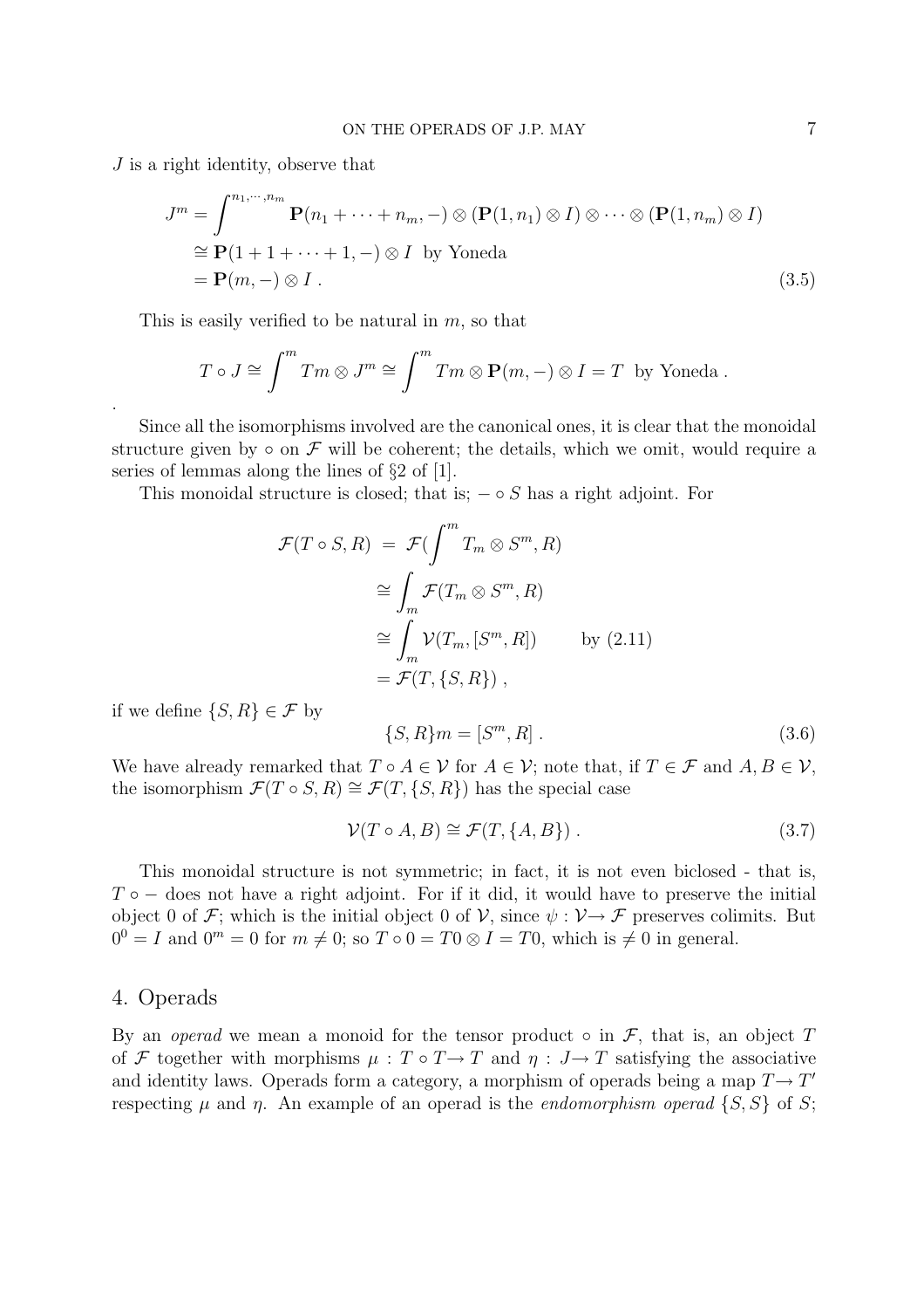$J$ is a right identity, observe that

$$
\begin{aligned}
J^m &= \int^{n_1,\cdots,n_m} \mathbf{P}(n_1+\cdots+n_m,-)\otimes(\mathbf{P}(1,n_1)\otimes I)\otimes\cdots\otimes(\mathbf{P}(1,n_m)\otimes I)\\
&\cong \mathbf{P}(1+1+\cdots+1,-)\otimes I \text{ by Yoneda}\\
&= \mathbf{P}(m,-)\otimes I\ .
\end{aligned}
\tag{3.5}
$$

This is easily verified to be natural in $m$, so that

$$
T\circ J \cong \int^m Tm\otimes J^m \cong \int^m Tm\otimes \mathbf{P}(m,-)\otimes I = T \text{ by Yoneda}\ .
$$

.

Since all the isomorphisms involved are the canonical ones, it is clear that the monoidal structure given by $\circ$ on $\mathcal{F}$ will be coherent; the details, which we omit, would require a series of lemmas along the lines of §2 of [1].

This monoidal structure is closed; that is; $-\circ S$ has a right adjoint. For

$$
\begin{aligned}
\mathcal{F}(T\circ S,R) &= \mathcal{F}(\int^m T_m\otimes S^m,R)\\
&\cong \int_m \mathcal{F}(T_m\otimes S^m,R)\\
&\cong \int_m \mathcal{V}(T_m,[S^m,R]) \qquad \text{by (2.11)}\\
&= \mathcal{F}(T,\{S,R\})\ ,
\end{aligned}
$$

if we define $\{S,R\}\in\mathcal{F}$ by

$$
\{S,R\}m = [S^m,R]\ . \tag{3.6}
$$

We have already remarked that $T\circ A\in\mathcal{V}$ for $A\in\mathcal{V}$; note that, if $T\in\mathcal{F}$ and $A,B\in\mathcal{V}$, the isomorphism $\mathcal{F}(T\circ S,R)\cong\mathcal{F}(T,\{S,R\})$ has the special case

$$
\mathcal{V}(T\circ A,B)\cong\mathcal{F}(T,\{A,B\})\ . \tag{3.7}
$$

This monoidal structure is not symmetric; in fact, it is not even biclosed - that is, $T\circ -$ does not have a right adjoint. For if it did, it would have to preserve the initial object 0 of $\mathcal{F}$; which is the initial object 0 of $\mathcal{V}$, since $\psi:\mathcal{V}\to\mathcal{F}$ preserves colimits. But $0^0=I$ and $0^m=0$ for $m\neq 0$; so $T\circ 0 = T0\otimes I = T0$, which is $\neq 0$ in general.

## 4. Operads

By an *operad* we mean a monoid for the tensor product $\circ$ in $\mathcal{F}$, that is, an object $T$ of $\mathcal{F}$ together with morphisms $\mu: T\circ T\to T$ and $\eta: J\to T$ satisfying the associative and identity laws. Operads form a category, a morphism of operads being a map $T\to T'$ respecting $\mu$ and $\eta$. An example of an operad is the *endomorphism operad* $\{S,S\}$ of $S$;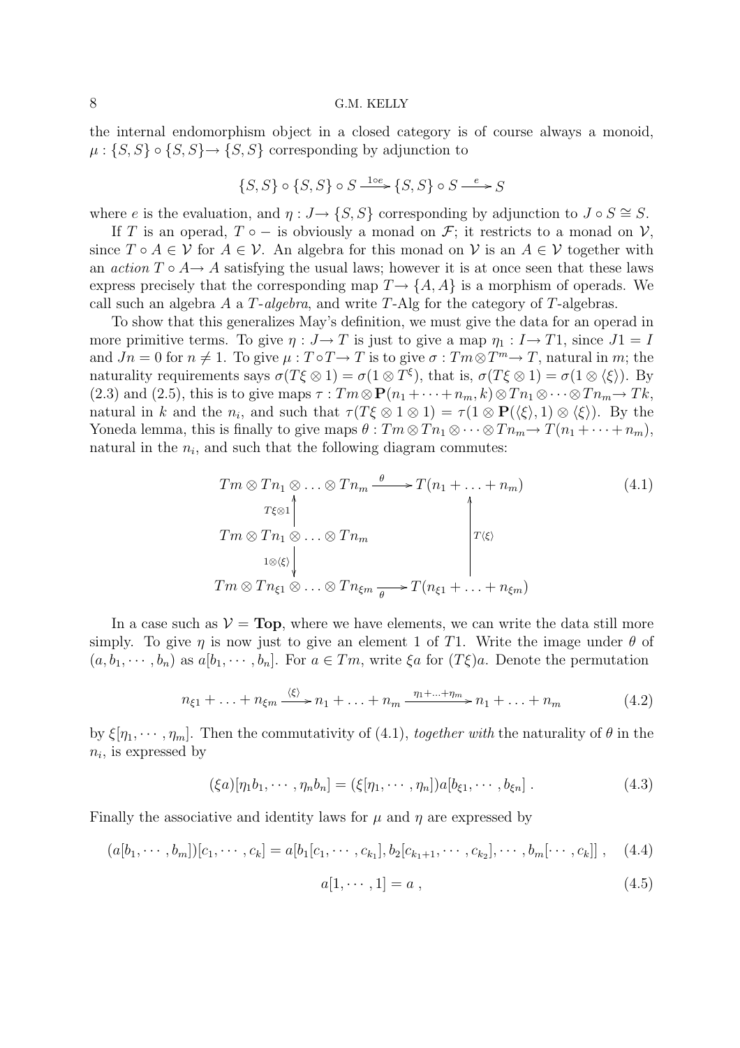the internal endomorphism object in a closed category is of course always a monoid, $\mu : \{S,S\} \circ \{S,S\} \to \{S,S\}$ corresponding by adjunction to

$$\{S,S\} \circ \{S,S\} \circ S \xrightarrow{1 \circ e} \{S,S\} \circ S \xrightarrow{e} S$$

where $e$ is the evaluation, and $\eta : J \to \{S,S\}$ corresponding by adjunction to $J \circ S \cong S$.

If $T$ is an operad, $T \circ -$ is obviously a monad on $\mathcal{F}$; it restricts to a monad on $\mathcal{V}$, since $T \circ A \in \mathcal{V}$ for $A \in \mathcal{V}$. An algebra for this monad on $\mathcal{V}$ is an $A \in \mathcal{V}$ together with an *action* $T \circ A \to A$ satisfying the usual laws; however it is at once seen that these laws express precisely that the corresponding map $T \to \{A,A\}$ is a morphism of operads. We call such an algebra $A$ a $T$-*algebra*, and write $T$-Alg for the category of $T$-algebras.

To show that this generalizes May's definition, we must give the data for an operad in more primitive terms. To give $\eta : J \to T$ is just to give a map $\eta_1 : I \to T1$, since $J1 = I$ and $Jn = 0$ for $n \neq 1$. To give $\mu : T \circ T \to T$ is to give $\sigma : Tm \otimes T^m \to T$, natural in $m$; the naturality requirements says $\sigma(T\xi \otimes 1) = \sigma(1 \otimes T^\xi)$, that is, $\sigma(T\xi \otimes 1) = \sigma(1 \otimes \langle \xi \rangle)$. By (2.3) and (2.5), this is to give maps $\tau : Tm \otimes \mathbf{P}(n_1 + \cdots + n_m, k) \otimes Tn_1 \otimes \cdots \otimes Tn_m \to Tk$, natural in $k$ and the $n_i$, and such that $\tau(T\xi \otimes 1 \otimes 1) = \tau(1 \otimes \mathbf{P}(\langle \xi \rangle, 1) \otimes \langle \xi \rangle)$. By the Yoneda lemma, this is finally to give maps $\theta : Tm \otimes Tn_1 \otimes \cdots \otimes Tn_m \to T(n_1 + \cdots + n_m)$, natural in the $n_i$, and such that the following diagram commutes:

$$\begin{array}{ccc}
Tm \otimes Tn_1 \otimes \ldots \otimes Tn_m & \xrightarrow{\theta} & T(n_1 + \ldots + n_m) \\
\uparrow{\scriptstyle T\xi \otimes 1} & & \\
Tm \otimes Tn_1 \otimes \ldots \otimes Tn_m & & \uparrow{\scriptstyle T\langle \xi \rangle} \\
\downarrow{\scriptstyle 1 \otimes \langle \xi \rangle} & & \\
Tm \otimes Tn_{\xi 1} \otimes \ldots \otimes Tn_{\xi m} & \xrightarrow[\theta]{} & T(n_{\xi 1} + \ldots + n_{\xi m})
\end{array} \tag{4.1}$$

In a case such as $\mathcal{V} = \mathbf{Top}$, where we have elements, we can write the data still more simply. To give $\eta$ is now just to give an element 1 of $T1$. Write the image under $\theta$ of $(a, b_1, \cdots, b_n)$ as $a[b_1, \cdots, b_n]$. For $a \in Tm$, write $\xi a$ for $(T\xi)a$. Denote the permutation

$$n_{\xi 1} + \ldots + n_{\xi m} \xrightarrow{\langle \xi \rangle} n_1 + \ldots + n_m \xrightarrow{\eta_1 + \ldots + \eta_m} n_1 + \ldots + n_m \tag{4.2}$$

by $\xi[\eta_1, \cdots, \eta_m]$. Then the commutativity of (4.1), *together with* the naturality of $\theta$ in the $n_i$, is expressed by

$$(\xi a)[\eta_1 b_1, \cdots, \eta_n b_n] = (\xi[\eta_1, \cdots, \eta_n])a[b_{\xi 1}, \cdots, b_{\xi n}] \,. \tag{4.3}$$

Finally the associative and identity laws for $\mu$ and $\eta$ are expressed by

$$(a[b_1, \cdots, b_m])[c_1, \cdots, c_k] = a[b_1[c_1, \cdots, c_{k_1}], b_2[c_{k_1+1}, \cdots, c_{k_2}], \cdots, b_m[\cdots, c_k]] \,, \tag{4.4}$$

$$a[1, \cdots, 1] = a \,, \tag{4.5}$$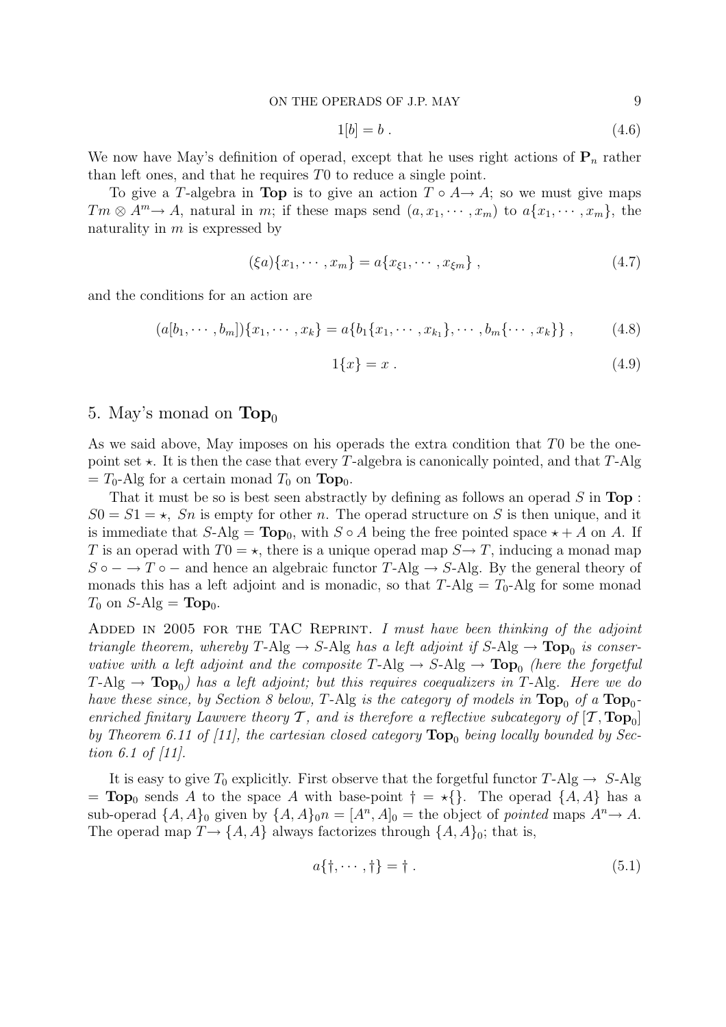$$1[b] = b \; . \tag{4.6}$$

We now have May's definition of operad, except that he uses right actions of $\mathbf{P}_n$ rather than left ones, and that he requires $T0$ to reduce a single point.

To give a $T$-algebra in **Top** is to give an action $T \circ A \rightarrow A$; so we must give maps $Tm \otimes A^m \rightarrow A$, natural in $m$; if these maps send $(a, x_1, \cdots, x_m)$ to $a\{x_1, \cdots, x_m\}$, the naturality in $m$ is expressed by

$$(\xi a)\{x_1, \cdots, x_m\} = a\{x_{\xi 1}, \cdots, x_{\xi m}\} \; , \tag{4.7}$$

and the conditions for an action are

$$(a[b_1, \cdots, b_m])\{x_1, \cdots, x_k\} = a\{b_1\{x_1, \cdots, x_{k_1}\}, \cdots, b_m\{\cdots, x_k\}\} \; , \tag{4.8}$$

$$1\{x\} = x \; . \tag{4.9}$$

## 5. May's monad on $\mathbf{Top}_0$

As we said above, May imposes on his operads the extra condition that $T0$ be the one-point set $\star$. It is then the case that every $T$-algebra is canonically pointed, and that $T$-Alg $= T_0$-Alg for a certain monad $T_0$ on $\mathbf{Top}_0$.

That it must be so is best seen abstractly by defining as follows an operad $S$ in **Top** : $S0 = S1 = \star$, $Sn$ is empty for other $n$. The operad structure on $S$ is then unique, and it is immediate that $S$-Alg $= \mathbf{Top}_0$, with $S \circ A$ being the free pointed space $\star + A$ on $A$. If $T$ is an operad with $T0 = \star$, there is a unique operad map $S \rightarrow T$, inducing a monad map $S \circ - \rightarrow T \circ -$ and hence an algebraic functor $T$-Alg $\rightarrow S$-Alg. By the general theory of monads this has a left adjoint and is monadic, so that $T$-Alg $= T_0$-Alg for some monad $T_0$ on $S$-Alg $= \mathbf{Top}_0$.

Added in 2005 for the TAC Reprint. *I must have been thinking of the adjoint triangle theorem, whereby* $T$-Alg $\rightarrow S$-Alg *has a left adjoint if* $S$-Alg $\rightarrow \mathbf{Top}_0$ *is conservative with a left adjoint and the composite* $T$-Alg $\rightarrow S$-Alg $\rightarrow \mathbf{Top}_0$ *(here the forgetful* $T$-Alg $\rightarrow \mathbf{Top}_0$*) has a left adjoint; but this requires coequalizers in* $T$-Alg*. Here we do have these since, by Section 8 below,* $T$-Alg *is the category of models in* $\mathbf{Top}_0$ *of a* $\mathbf{Top}_0$*-enriched finitary Lawvere theory* $\mathcal{T}$*, and is therefore a reflective subcategory of* $[\mathcal{T}, \mathbf{Top}_0]$ *by Theorem 6.11 of [11], the cartesian closed category* $\mathbf{Top}_0$ *being locally bounded by Section 6.1 of [11].*

It is easy to give $T_0$ explicitly. First observe that the forgetful functor $T$-Alg $\rightarrow$ $S$-Alg $= \mathbf{Top}_0$ sends $A$ to the space $A$ with base-point $\dagger = \star\{\}$. The operad $\{A, A\}$ has a sub-operad $\{A, A\}_0$ given by $\{A, A\}_0 n = [A^n, A]_0 =$ the object of *pointed* maps $A^n \rightarrow A$. The operad map $T \rightarrow \{A, A\}$ always factorizes through $\{A, A\}_0$; that is,

$$a\{\dagger, \cdots, \dagger\} = \dagger \; . \tag{5.1}$$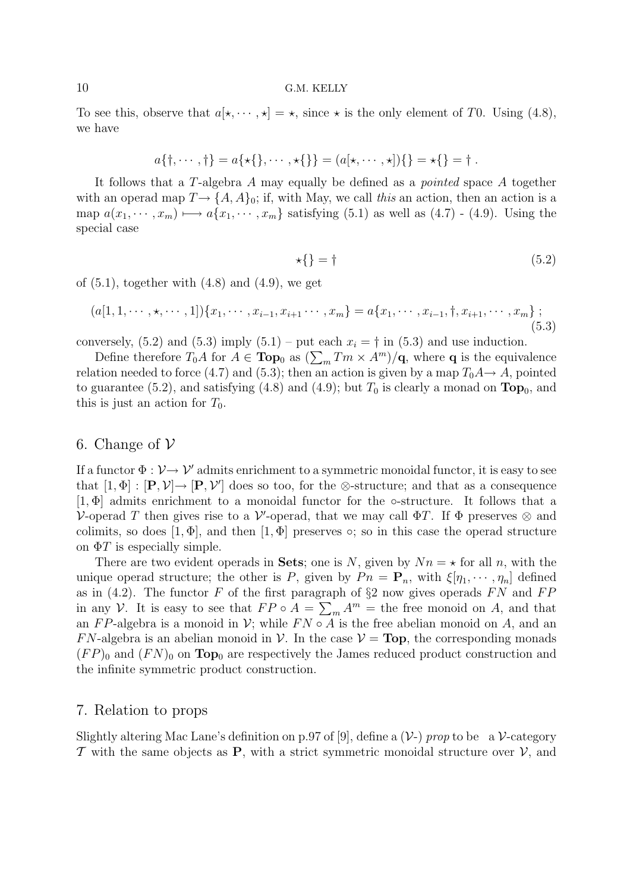To see this, observe that $a[\star, \cdots, \star] = \star$, since $\star$ is the only element of $T0$. Using (4.8), we have

$$a\{\dagger, \cdots, \dagger\} = a\{\star\{\}, \cdots, \star\{\}\} = (a[\star, \cdots, \star])\{\} = \star\{\} = \dagger\,.$$

It follows that a $T$-algebra $A$ may equally be defined as a *pointed* space $A$ together with an operad map $T \to \{A, A\}_0$; if, with May, we call *this* an action, then an action is a map $a(x_1, \cdots, x_m) \longmapsto a\{x_1, \cdots, x_m\}$ satisfying (5.1) as well as (4.7) - (4.9). Using the special case

$$\star\{\} = \dagger \tag{5.2}$$

of (5.1), together with (4.8) and (4.9), we get

$$(a[1, 1, \cdots, \star, \cdots, 1])\{x_1, \cdots, x_{i-1}, x_{i+1} \cdots, x_m\} = a\{x_1, \cdots, x_{i-1}, \dagger, x_{i+1}, \cdots, x_m\}\;; \tag{5.3}$$

conversely, (5.2) and (5.3) imply (5.1) – put each $x_i = \dagger$ in (5.3) and use induction.

Define therefore $T_0 A$ for $A \in \mathbf{Top}_0$ as $(\sum_m Tm \times A^m)/\mathbf{q}$, where $\mathbf{q}$ is the equivalence relation needed to force (4.7) and (5.3); then an action is given by a map $T_0 A \to A$, pointed to guarantee (5.2), and satisfying (4.8) and (4.9); but $T_0$ is clearly a monad on $\mathbf{Top}_0$, and this is just an action for $T_0$.

## 6. Change of $\mathcal{V}$

If a functor $\Phi : \mathcal{V} \to \mathcal{V}'$ admits enrichment to a symmetric monoidal functor, it is easy to see that $[1, \Phi] : [\mathbf{P}, \mathcal{V}] \to [\mathbf{P}, \mathcal{V}']$ does so too, for the $\otimes$-structure; and that as a consequence $[1, \Phi]$ admits enrichment to a monoidal functor for the $\circ$-structure. It follows that a $\mathcal{V}$-operad $T$ then gives rise to a $\mathcal{V}'$-operad, that we may call $\Phi T$. If $\Phi$ preserves $\otimes$ and colimits, so does $[1, \Phi]$, and then $[1, \Phi]$ preserves $\circ$; so in this case the operad structure on $\Phi T$ is especially simple.

There are two evident operads in **Sets**; one is $N$, given by $Nn = \star$ for all $n$, with the unique operad structure; the other is $P$, given by $Pn = \mathbf{P}_n$, with $\xi[\eta_1, \cdots, \eta_n]$ defined as in (4.2). The functor $F$ of the first paragraph of §2 now gives operads $FN$ and $FP$ in any $\mathcal{V}$. It is easy to see that $FP \circ A = \sum_m A^m$ = the free monoid on $A$, and that an $FP$-algebra is a monoid in $\mathcal{V}$; while $FN \circ A$ is the free abelian monoid on $A$, and an $FN$-algebra is an abelian monoid in $\mathcal{V}$. In the case $\mathcal{V} = \mathbf{Top}$, the corresponding monads $(FP)_0$ and $(FN)_0$ on $\mathbf{Top}_0$ are respectively the James reduced product construction and the infinite symmetric product construction.

## 7. Relation to props

Slightly altering Mac Lane's definition on p.97 of [9], define a ($\mathcal{V}$-) *prop* to be a $\mathcal{V}$-category $\mathcal{T}$ with the same objects as $\mathbf{P}$, with a strict symmetric monoidal structure over $\mathcal{V}$, and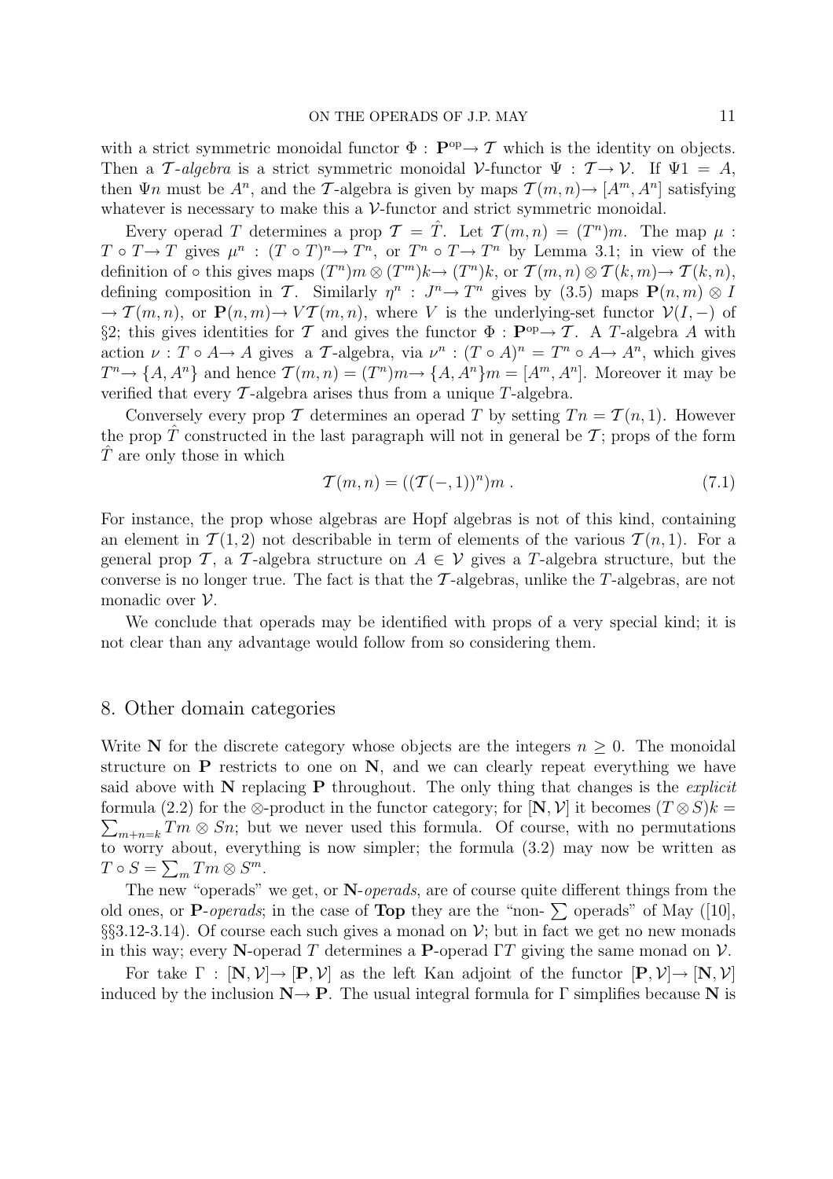with a strict symmetric monoidal functor $\Phi : \mathbf{P}^{\mathrm{op}} \to \mathcal{T}$ which is the identity on objects. Then a $\mathcal{T}$-*algebra* is a strict symmetric monoidal $\mathcal{V}$-functor $\Psi : \mathcal{T} \to \mathcal{V}$. If $\Psi 1 = A$, then $\Psi n$ must be $A^n$, and the $\mathcal{T}$-algebra is given by maps $\mathcal{T}(m,n) \to [A^m, A^n]$ satisfying whatever is necessary to make this a $\mathcal{V}$-functor and strict symmetric monoidal.

Every operad $T$ determines a prop $\mathcal{T} = \hat{T}$. Let $\mathcal{T}(m,n) = (T^n)m$. The map $\mu : T \circ T \to T$ gives $\mu^n : (T \circ T)^n \to T^n$, or $T^n \circ T \to T^n$ by Lemma 3.1; in view of the definition of $\circ$ this gives maps $(T^n)m \otimes (T^m)k \to (T^n)k$, or $\mathcal{T}(m,n) \otimes \mathcal{T}(k,m) \to \mathcal{T}(k,n)$, defining composition in $\mathcal{T}$. Similarly $\eta^n : J^n \to T^n$ gives by (3.5) maps $\mathbf{P}(n,m) \otimes I \to \mathcal{T}(m,n)$, or $\mathbf{P}(n,m) \to V\mathcal{T}(m,n)$, where $V$ is the underlying-set functor $\mathcal{V}(I,-)$ of §2; this gives identities for $\mathcal{T}$ and gives the functor $\Phi : \mathbf{P}^{\mathrm{op}} \to \mathcal{T}$. A $T$-algebra $A$ with action $\nu : T \circ A \to A$ gives a $\mathcal{T}$-algebra, via $\nu^n : (T \circ A)^n = T^n \circ A \to A^n$, which gives $T^n \to \{A, A^n\}$ and hence $\mathcal{T}(m,n) = (T^n)m \to \{A, A^n\}m = [A^m, A^n]$. Moreover it may be verified that every $\mathcal{T}$-algebra arises thus from a unique $T$-algebra.

Conversely every prop $\mathcal{T}$ determines an operad $T$ by setting $Tn = \mathcal{T}(n,1)$. However the prop $\hat{T}$ constructed in the last paragraph will not in general be $\mathcal{T}$; props of the form $\hat{T}$ are only those in which

$$\mathcal{T}(m,n) = ((\mathcal{T}(-,1))^n)m\,. \tag{7.1}$$

For instance, the prop whose algebras are Hopf algebras is not of this kind, containing an element in $\mathcal{T}(1,2)$ not describable in term of elements of the various $\mathcal{T}(n,1)$. For a general prop $\mathcal{T}$, a $\mathcal{T}$-algebra structure on $A \in \mathcal{V}$ gives a $T$-algebra structure, but the converse is no longer true. The fact is that the $\mathcal{T}$-algebras, unlike the $T$-algebras, are not monadic over $\mathcal{V}$.

We conclude that operads may be identified with props of a very special kind; it is not clear than any advantage would follow from so considering them.

## 8. Other domain categories

Write $\mathbf{N}$ for the discrete category whose objects are the integers $n \geq 0$. The monoidal structure on $\mathbf{P}$ restricts to one on $\mathbf{N}$, and we can clearly repeat everything we have said above with $\mathbf{N}$ replacing $\mathbf{P}$ throughout. The only thing that changes is the *explicit* formula (2.2) for the $\otimes$-product in the functor category; for $[\mathbf{N}, \mathcal{V}]$ it becomes $(T \otimes S)k = \sum_{m+n=k} Tm \otimes Sn$; but we never used this formula. Of course, with no permutations to worry about, everything is now simpler; the formula (3.2) may now be written as $T \circ S = \sum_m Tm \otimes S^m$.

The new "operads" we get, or $\mathbf{N}$-*operads*, are of course quite different things from the old ones, or $\mathbf{P}$-*operads*; in the case of **Top** they are the "non-$\sum$ operads" of May ([10], §§3.12-3.14). Of course each such gives a monad on $\mathcal{V}$; but in fact we get no new monads in this way; every $\mathbf{N}$-operad $T$ determines a $\mathbf{P}$-operad $\Gamma T$ giving the same monad on $\mathcal{V}$.

For take $\Gamma : [\mathbf{N}, \mathcal{V}] \to [\mathbf{P}, \mathcal{V}]$ as the left Kan adjoint of the functor $[\mathbf{P}, \mathcal{V}] \to [\mathbf{N}, \mathcal{V}]$ induced by the inclusion $\mathbf{N} \to \mathbf{P}$. The usual integral formula for $\Gamma$ simplifies because $\mathbf{N}$ is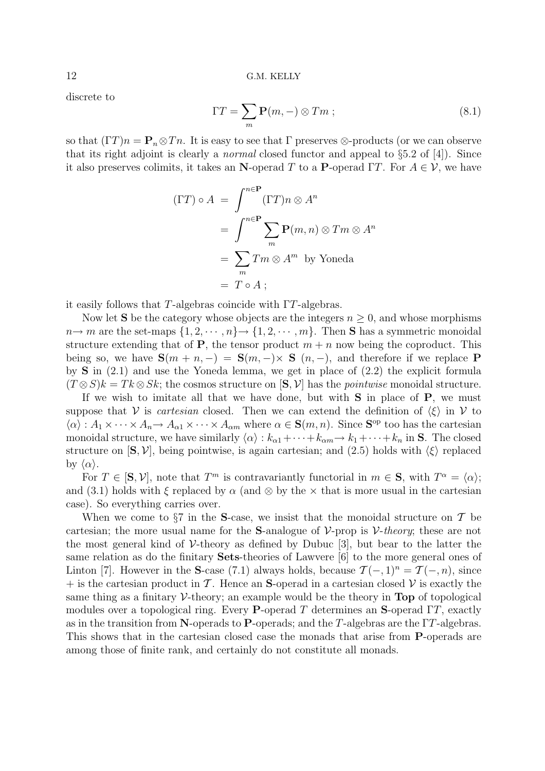discrete to

$$\Gamma T = \sum_m \mathbf{P}(m,-) \otimes Tm \; ; \tag{8.1}$$

so that $(\Gamma T)n = \mathbf{P}_n \otimes Tn$. It is easy to see that $\Gamma$ preserves $\otimes$-products (or we can observe that its right adjoint is clearly a *normal* closed functor and appeal to §5.2 of [4]). Since it also preserves colimits, it takes an $\mathbf{N}$-operad $T$ to a $\mathbf{P}$-operad $\Gamma T$. For $A \in \mathcal{V}$, we have

$$\begin{aligned}
(\Gamma T) \circ A \; &= \; \int^{n \in \mathbf{P}} (\Gamma T) n \otimes A^n \\
&= \; \int^{n \in \mathbf{P}} \sum_m \mathbf{P}(m,n) \otimes Tm \otimes A^n \\
&= \; \sum_m Tm \otimes A^m \;\; \text{by Yoneda} \\
&= \; T \circ A \, ;
\end{aligned}$$

it easily follows that $T$-algebras coincide with $\Gamma T$-algebras.

Now let $\mathbf{S}$ be the category whose objects are the integers $n \geq 0$, and whose morphisms $n \to m$ are the set-maps $\{1, 2, \cdots, n\} \to \{1, 2, \cdots, m\}$. Then $\mathbf{S}$ has a symmetric monoidal structure extending that of $\mathbf{P}$, the tensor product $m + n$ now being the coproduct. This being so, we have $\mathbf{S}(m + n, -) = \mathbf{S}(m, -) \times \mathbf{S}\;(n, -)$, and therefore if we replace $\mathbf{P}$ by $\mathbf{S}$ in (2.1) and use the Yoneda lemma, we get in place of (2.2) the explicit formula $(T \otimes S)k = Tk \otimes Sk$; the cosmos structure on $[\mathbf{S}, \mathcal{V}]$ has the *pointwise* monoidal structure.

If we wish to imitate all that we have done, but with $\mathbf{S}$ in place of $\mathbf{P}$, we must suppose that $\mathcal{V}$ is *cartesian* closed. Then we can extend the definition of $\langle \xi \rangle$ in $\mathcal{V}$ to $\langle \alpha \rangle : A_1 \times \cdots \times A_n \to A_{\alpha 1} \times \cdots \times A_{\alpha m}$ where $\alpha \in \mathbf{S}(m, n)$. Since $\mathbf{S}^{\mathrm{op}}$ too has the cartesian monoidal structure, we have similarly $\langle \alpha \rangle : k_{\alpha 1} + \cdots + k_{\alpha m} \to k_1 + \cdots + k_n$ in $\mathbf{S}$. The closed structure on $[\mathbf{S}, \mathcal{V}]$, being pointwise, is again cartesian; and (2.5) holds with $\langle \xi \rangle$ replaced by $\langle \alpha \rangle$.

For $T \in [\mathbf{S}, \mathcal{V}]$, note that $T^m$ is contravariantly functorial in $m \in \mathbf{S}$, with $T^\alpha = \langle \alpha \rangle$; and (3.1) holds with $\xi$ replaced by $\alpha$ (and $\otimes$ by the $\times$ that is more usual in the cartesian case). So everything carries over.

When we come to §7 in the $\mathbf{S}$-case, we insist that the monoidal structure on $\mathcal{T}$ be cartesian; the more usual name for the $\mathbf{S}$-analogue of $\mathcal{V}$-prop is $\mathcal{V}$-*theory*; these are not the most general kind of $\mathcal{V}$-theory as defined by Dubuc [3], but bear to the latter the same relation as do the finitary **Sets**-theories of Lawvere [6] to the more general ones of Linton [7]. However in the $\mathbf{S}$-case (7.1) always holds, because $\mathcal{T}(-, 1)^n = \mathcal{T}(-, n)$, since $+$ is the cartesian product in $\mathcal{T}$. Hence an $\mathbf{S}$-operad in a cartesian closed $\mathcal{V}$ is exactly the same thing as a finitary $\mathcal{V}$-theory; an example would be the theory in **Top** of topological modules over a topological ring. Every $\mathbf{P}$-operad $T$ determines an $\mathbf{S}$-operad $\Gamma T$, exactly as in the transition from $\mathbf{N}$-operads to $\mathbf{P}$-operads; and the $T$-algebras are the $\Gamma T$-algebras. This shows that in the cartesian closed case the monads that arise from $\mathbf{P}$-operads are among those of finite rank, and certainly do not constitute all monads.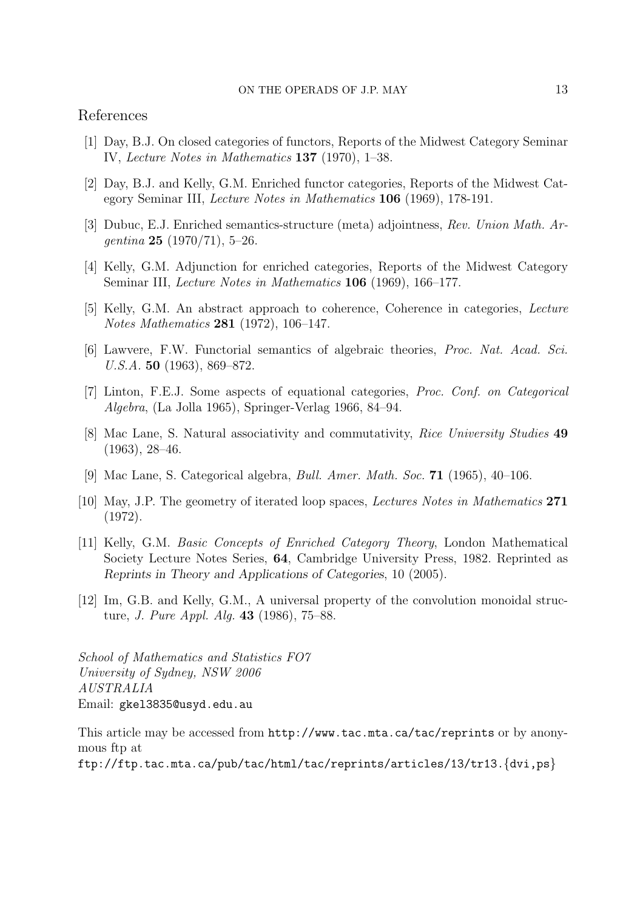## References

[1] Day, B.J. On closed categories of functors, Reports of the Midwest Category Seminar IV, *Lecture Notes in Mathematics* **137** (1970), 1–38.

[2] Day, B.J. and Kelly, G.M. Enriched functor categories, Reports of the Midwest Category Seminar III, *Lecture Notes in Mathematics* **106** (1969), 178-191.

[3] Dubuc, E.J. Enriched semantics-structure (meta) adjointness, *Rev. Union Math. Argentina* **25** (1970/71), 5–26.

[4] Kelly, G.M. Adjunction for enriched categories, Reports of the Midwest Category Seminar III, *Lecture Notes in Mathematics* **106** (1969), 166–177.

[5] Kelly, G.M. An abstract approach to coherence, Coherence in categories, *Lecture Notes Mathematics* **281** (1972), 106–147.

[6] Lawvere, F.W. Functorial semantics of algebraic theories, *Proc. Nat. Acad. Sci. U.S.A.* **50** (1963), 869–872.

[7] Linton, F.E.J. Some aspects of equational categories, *Proc. Conf. on Categorical Algebra*, (La Jolla 1965), Springer-Verlag 1966, 84–94.

[8] Mac Lane, S. Natural associativity and commutativity, *Rice University Studies* **49** (1963), 28–46.

[9] Mac Lane, S. Categorical algebra, *Bull. Amer. Math. Soc.* **71** (1965), 40–106.

[10] May, J.P. The geometry of iterated loop spaces, *Lectures Notes in Mathematics* **271** (1972).

[11] Kelly, G.M. *Basic Concepts of Enriched Category Theory*, London Mathematical Society Lecture Notes Series, **64**, Cambridge University Press, 1982. Reprinted as *Reprints in Theory and Applications of Categories*, 10 (2005).

[12] Im, G.B. and Kelly, G.M., A universal property of the convolution monoidal structure, *J. Pure Appl. Alg.* **43** (1986), 75–88.

*School of Mathematics and Statistics FO7*
*University of Sydney, NSW 2006*
*AUSTRALIA*
Email: gkel3835@usyd.edu.au

This article may be accessed from http://www.tac.mta.ca/tac/reprints or by anonymous ftp at
ftp://ftp.tac.mta.ca/pub/tac/html/tac/reprints/articles/13/tr13.{dvi,ps}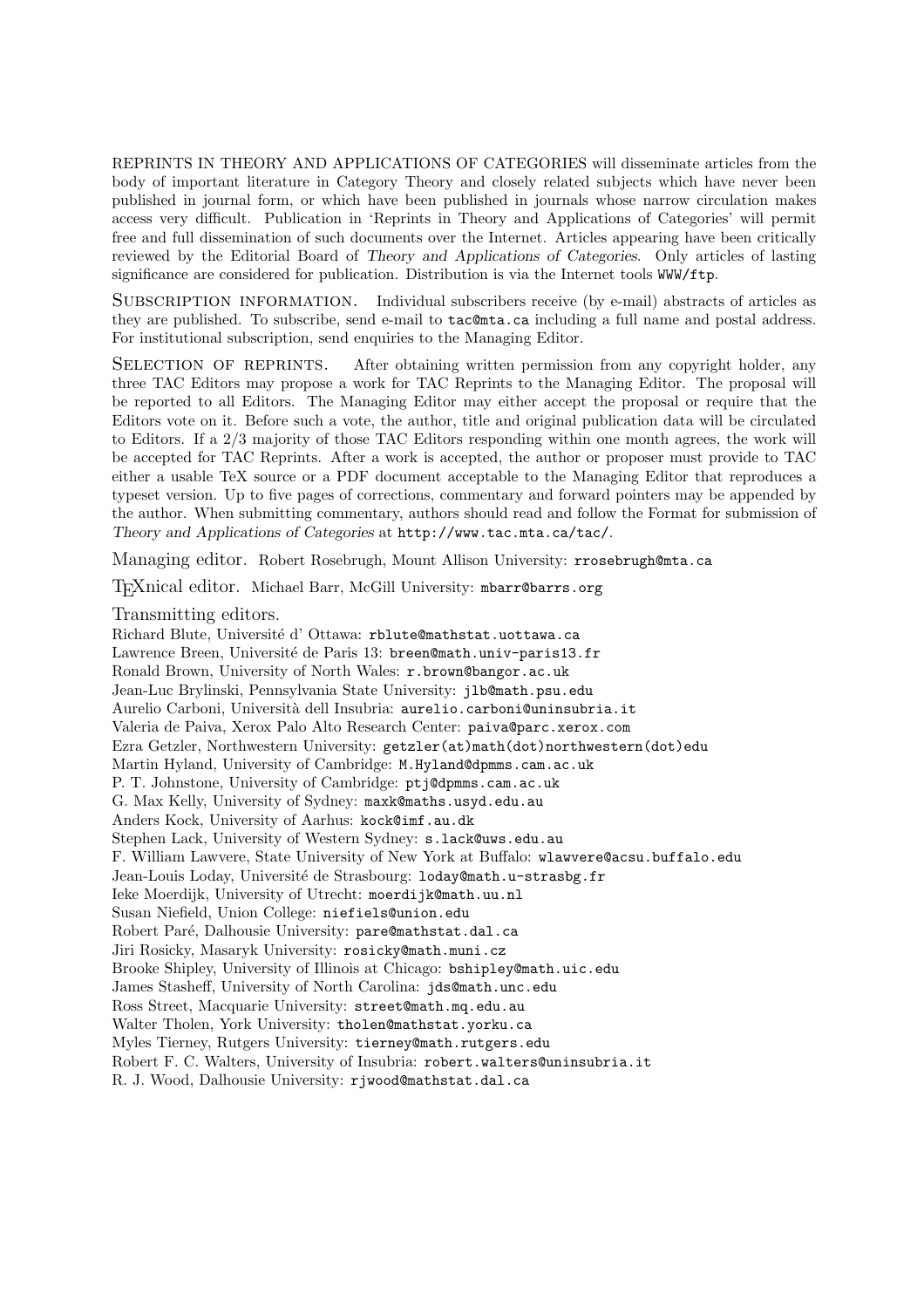REPRINTS IN THEORY AND APPLICATIONS OF CATEGORIES will disseminate articles from the body of important literature in Category Theory and closely related subjects which have never been published in journal form, or which have been published in journals whose narrow circulation makes access very difficult. Publication in 'Reprints in Theory and Applications of Categories' will permit free and full dissemination of such documents over the Internet. Articles appearing have been critically reviewed by the Editorial Board of *Theory and Applications of Categories*. Only articles of lasting significance are considered for publication. Distribution is via the Internet tools `WWW/ftp`.

Subscription information. Individual subscribers receive (by e-mail) abstracts of articles as they are published. To subscribe, send e-mail to `tac@mta.ca` including a full name and postal address. For institutional subscription, send enquiries to the Managing Editor.

Selection of reprints. After obtaining written permission from any copyright holder, any three TAC Editors may propose a work for TAC Reprints to the Managing Editor. The proposal will be reported to all Editors. The Managing Editor may either accept the proposal or require that the Editors vote on it. Before such a vote, the author, title and original publication data will be circulated to Editors. If a 2/3 majority of those TAC Editors responding within one month agrees, the work will be accepted for TAC Reprints. After a work is accepted, the author or proposer must provide to TAC either a usable TeX source or a PDF document acceptable to the Managing Editor that reproduces a typeset version. Up to five pages of corrections, commentary and forward pointers may be appended by the author. When submitting commentary, authors should read and follow the Format for submission of *Theory and Applications of Categories* at `http://www.tac.mta.ca/tac/`.

Managing editor. Robert Rosebrugh, Mount Allison University: `rrosebrugh@mta.ca`

TEXnical editor. Michael Barr, McGill University: `mbarr@barrs.org`

Transmitting editors.

Richard Blute, Université d' Ottawa: `rblute@mathstat.uottawa.ca`
Lawrence Breen, Université de Paris 13: `breen@math.univ-paris13.fr`
Ronald Brown, University of North Wales: `r.brown@bangor.ac.uk`
Jean-Luc Brylinski, Pennsylvania State University: `jlb@math.psu.edu`
Aurelio Carboni, Università dell Insubria: `aurelio.carboni@uninsubria.it`
Valeria de Paiva, Xerox Palo Alto Research Center: `paiva@parc.xerox.com`
Ezra Getzler, Northwestern University: `getzler(at)math(dot)northwestern(dot)edu`
Martin Hyland, University of Cambridge: `M.Hyland@dpmms.cam.ac.uk`
P. T. Johnstone, University of Cambridge: `ptj@dpmms.cam.ac.uk`
G. Max Kelly, University of Sydney: `maxk@maths.usyd.edu.au`
Anders Kock, University of Aarhus: `kock@imf.au.dk`
Stephen Lack, University of Western Sydney: `s.lack@uws.edu.au`
F. William Lawvere, State University of New York at Buffalo: `wlawvere@acsu.buffalo.edu`
Jean-Louis Loday, Université de Strasbourg: `loday@math.u-strasbg.fr`
Ieke Moerdijk, University of Utrecht: `moerdijk@math.uu.nl`
Susan Niefield, Union College: `niefiels@union.edu`
Robert Paré, Dalhousie University: `pare@mathstat.dal.ca`
Jiri Rosicky, Masaryk University: `rosicky@math.muni.cz`
Brooke Shipley, University of Illinois at Chicago: `bshipley@math.uic.edu`
James Stasheff, University of North Carolina: `jds@math.unc.edu`
Ross Street, Macquarie University: `street@math.mq.edu.au`
Walter Tholen, York University: `tholen@mathstat.yorku.ca`
Myles Tierney, Rutgers University: `tierney@math.rutgers.edu`
Robert F. C. Walters, University of Insubria: `robert.walters@uninsubria.it`
R. J. Wood, Dalhousie University: `rjwood@mathstat.dal.ca`